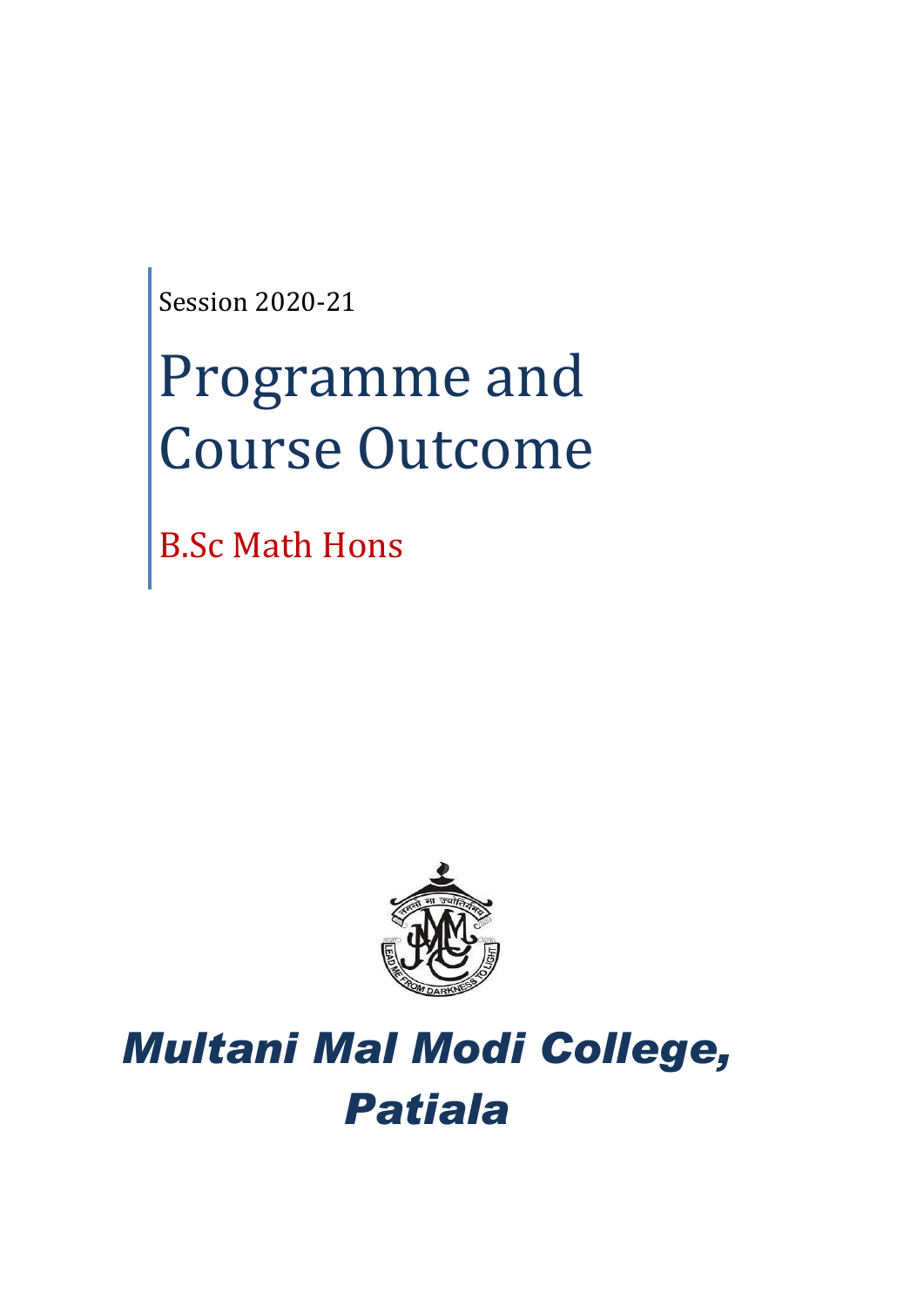Session 2020-21

# Programme and Course Outcome

## B.Sc Math Hons

# *Multani Mal Modi College, Patiala*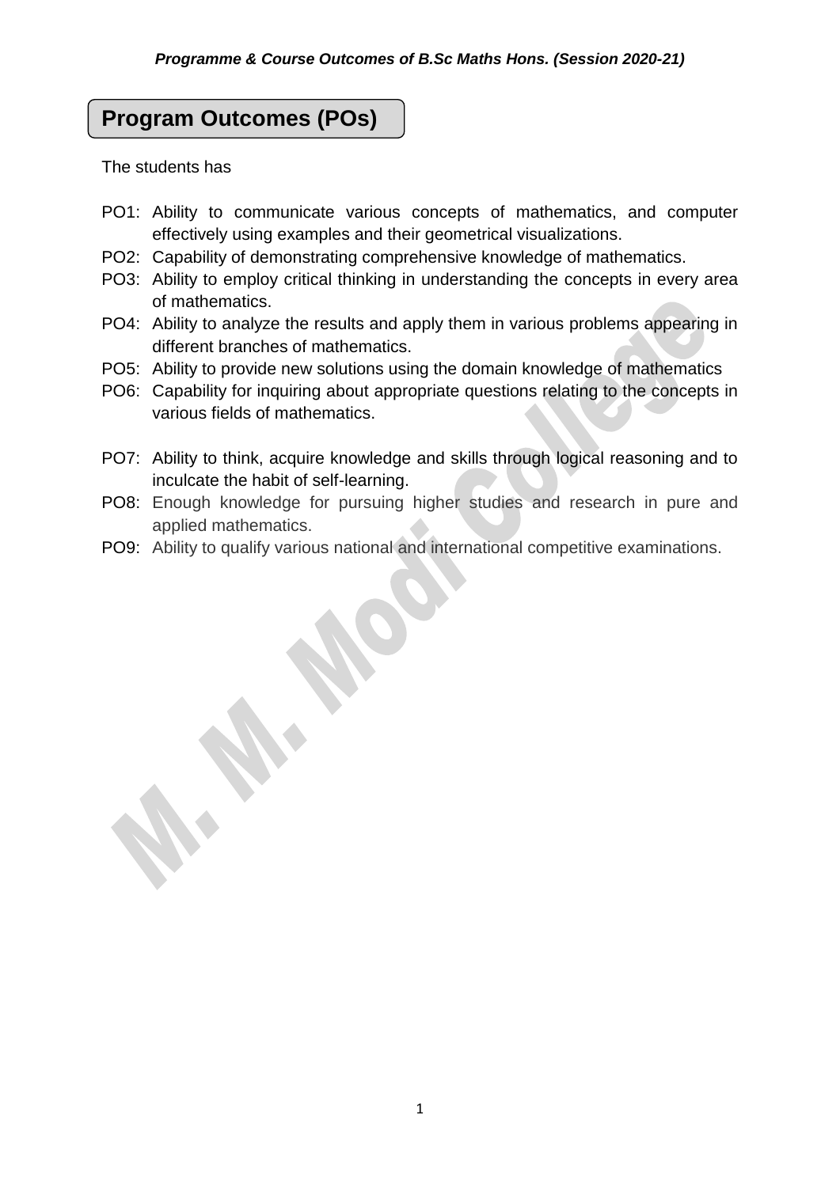## Program Outcomes (POs)

The students has

- PO1: Ability to communicate various concepts of mathematics, and computer effectively using examples and their geometrical visualizations.
- PO2: Capability of demonstrating comprehensive knowledge of mathematics.
- PO3: Ability to employ critical thinking in understanding the concepts in every area of mathematics.
- PO4: Ability to analyze the results and apply them in various problems appearing in different branches of mathematics.
- PO5: Ability to provide new solutions using the domain knowledge of mathematics
- PO6: Capability for inquiring about appropriate questions relating to the concepts in various fields of mathematics.
- PO7: Ability to think, acquire knowledge and skills through logical reasoning and to inculcate the habit of self-learning.
- PO8: Enough knowledge for pursuing higher studies and research in pure and applied mathematics.
- PO9: Ability to qualify various national and international competitive examinations.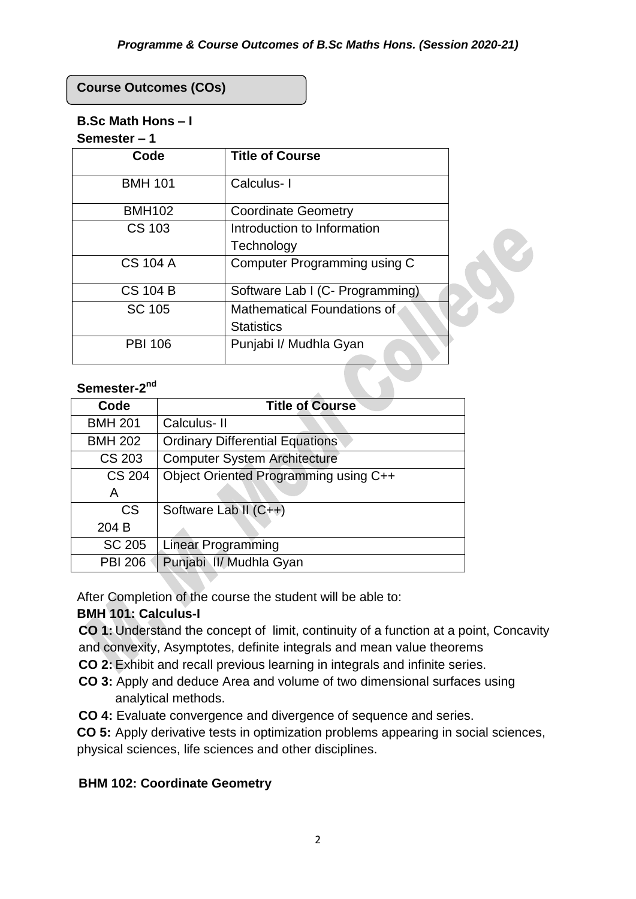*Programme & Course Outcomes of B.Sc Maths Hons. (Session 2020-21)*

## Course Outcomes (COs)

### B.Sc Math Hons – I

**Semester – 1**

| Code | Title of Course |
|---|---|
| BMH 101 | Calculus- I |
| BMH102 | Coordinate Geometry |
| CS 103 | Introduction to Information Technology |
| CS 104 A | Computer Programming using C |
| CS 104 B | Software Lab I (C- Programming) |
| SC 105 | Mathematical Foundations of Statistics |
| PBI 106 | Punjabi I/ Mudhla Gyan |

**Semester-2nd**

| Code | Title of Course |
|---|---|
| BMH 201 | Calculus- II |
| BMH 202 | Ordinary Differential Equations |
| CS 203 | Computer System Architecture |
| CS 204 A | Object Oriented Programming using C++ |
| CS 204 B | Software Lab II (C++) |
| SC 205 | Linear Programming |
| PBI 206 | Punjabi II/ Mudhla Gyan |

After Completion of the course the student will be able to:

**BMH 101: Calculus-I**

**CO 1:** Understand the concept of limit, continuity of a function at a point, Concavity and convexity, Asymptotes, definite integrals and mean value theorems

**CO 2:** Exhibit and recall previous learning in integrals and infinite series.

**CO 3:** Apply and deduce Area and volume of two dimensional surfaces using analytical methods.

**CO 4:** Evaluate convergence and divergence of sequence and series.

**CO 5:** Apply derivative tests in optimization problems appearing in social sciences, physical sciences, life sciences and other disciplines.

**BHM 102: Coordinate Geometry**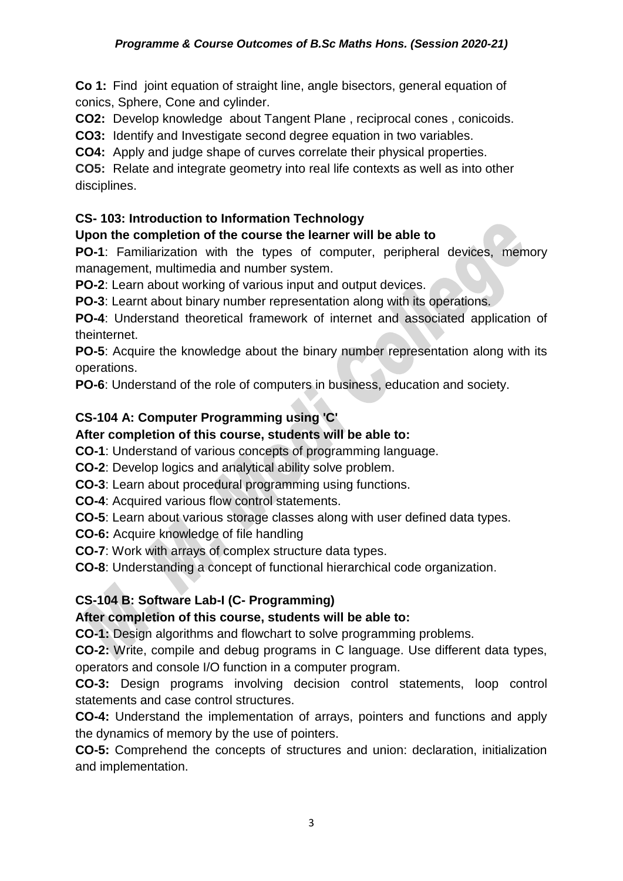**Co 1:** Find joint equation of straight line, angle bisectors, general equation of conics, Sphere, Cone and cylinder.

**CO2:** Develop knowledge about Tangent Plane , reciprocal cones , conicoids.

**CO3:** Identify and Investigate second degree equation in two variables.

**CO4:** Apply and judge shape of curves correlate their physical properties.

**CO5:** Relate and integrate geometry into real life contexts as well as into other disciplines.

### CS- 103: Introduction to Information Technology

**Upon the completion of the course the learner will be able to**

**PO-1**: Familiarization with the types of computer, peripheral devices, memory management, multimedia and number system.

**PO-2**: Learn about working of various input and output devices.

**PO-3**: Learnt about binary number representation along with its operations.

**PO-4**: Understand theoretical framework of internet and associated application of theinternet.

**PO-5**: Acquire the knowledge about the binary number representation along with its operations.

**PO-6**: Understand of the role of computers in business, education and society.

### CS-104 A: Computer Programming using 'C'

**After completion of this course, students will be able to:**

**CO-1**: Understand of various concepts of programming language.

**CO-2**: Develop logics and analytical ability solve problem.

**CO-3**: Learn about procedural programming using functions.

**CO-4**: Acquired various flow control statements.

**CO-5**: Learn about various storage classes along with user defined data types.

**CO-6:** Acquire knowledge of file handling

**CO-7**: Work with arrays of complex structure data types.

**CO-8**: Understanding a concept of functional hierarchical code organization.

### CS-104 B: Software Lab-I (C- Programming)

**After completion of this course, students will be able to:**

**CO-1:** Design algorithms and flowchart to solve programming problems.

**CO-2:** Write, compile and debug programs in C language. Use different data types, operators and console I/O function in a computer program.

**CO-3:** Design programs involving decision control statements, loop control statements and case control structures.

**CO-4:** Understand the implementation of arrays, pointers and functions and apply the dynamics of memory by the use of pointers.

**CO-5:** Comprehend the concepts of structures and union: declaration, initialization and implementation.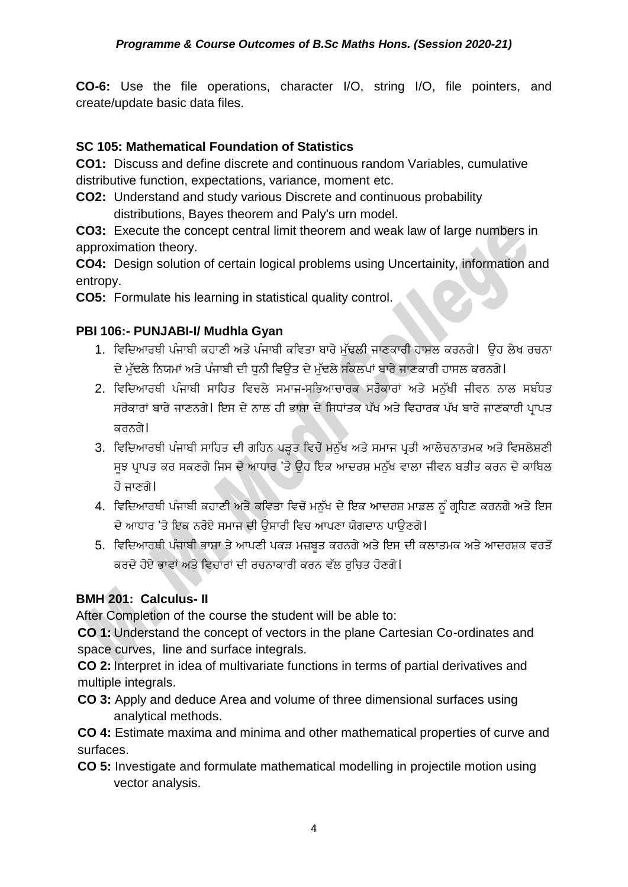**CO-6:** Use the file operations, character I/O, string I/O, file pointers, and create/update basic data files.

### SC 105: Mathematical Foundation of Statistics

**CO1:** Discuss and define discrete and continuous random Variables, cumulative distributive function, expectations, variance, moment etc.

**CO2:** Understand and study various Discrete and continuous probability distributions, Bayes theorem and Paly's urn model.

**CO3:** Execute the concept central limit theorem and weak law of large numbers in approximation theory.

**CO4:** Design solution of certain logical problems using Uncertainity, information and entropy.

**CO5:** Formulate his learning in statistical quality control.

### PBI 106:- PUNJABI-I/ Mudhla Gyan

1. ਵਿਦਿਆਰਥੀ ਪੰਜਾਬੀ ਕਹਾਣੀ ਅਤੇ ਪੰਜਾਬੀ ਕਵਿਤਾ ਬਾਰੇ ਮੁੱਢਲੀ ਜਾਣਕਾਰੀ ਹਾਸਲ ਕਰਨਗੇ। ਉਹ ਲੇਖ ਰਚਨਾ ਦੇ ਮੁੱਢਲੇ ਨਿਯਮਾਂ ਅਤੇ ਪੰਜਾਬੀ ਦੀ ਧੁਨੀ ਵਿਉਂਤ ਦੇ ਮੁੱਢਲੇ ਸੰਕਲਪਾਂ ਬਾਰੇ ਜਾਣਕਾਰੀ ਹਾਸਲ ਕਰਨਗੇ।
2. ਵਿਦਿਆਰਥੀ ਪੰਜਾਬੀ ਸਾਹਿਤ ਵਿਚਲੇ ਸਮਾਜ-ਸਭਿਆਚਾਰਕ ਸਰੋਕਾਰਾਂ ਅਤੇ ਮਨੁੱਖੀ ਜੀਵਨ ਨਾਲ ਸਬੰਧਤ ਸਰੋਕਾਰਾਂ ਬਾਰੇ ਜਾਣਨਗੇ। ਇਸ ਦੇ ਨਾਲ ਹੀ ਭਾਸ਼ਾ ਦੇ ਸਿਧਾਂਤਕ ਪੱਖ ਅਤੇ ਵਿਹਾਰਕ ਪੱਖ ਬਾਰੇ ਜਾਣਕਾਰੀ ਪ੍ਰਾਪਤ ਕਰਨਗੇ।
3. ਵਿਦਿਆਰਥੀ ਪੰਜਾਬੀ ਸਾਹਿਤ ਦੀ ਗਹਿਨ ਪੜ੍ਹਤ ਵਿਚੋਂ ਮਨੁੱਖ ਅਤੇ ਸਮਾਜ ਪ੍ਰਤੀ ਆਲੋਚਨਾਤਮਕ ਅਤੇ ਵਿਸ਼ਲੇਸ਼ਣੀ ਸੂਝ ਪ੍ਰਾਪਤ ਕਰ ਸਕਣਗੇ ਜਿਸ ਦੇ ਆਧਾਰ 'ਤੇ ਉਹ ਇਕ ਆਦਰਸ਼ ਮਨੁੱਖ ਵਾਲਾ ਜੀਵਨ ਬਤੀਤ ਕਰਨ ਦੇ ਕਾਬਿਲ ਹੋ ਜਾਣਗੇ।
4. ਵਿਦਿਆਰਥੀ ਪੰਜਾਬੀ ਕਹਾਣੀ ਅਤੇ ਕਵਿਤਾ ਵਿਚੋਂ ਮਨੁੱਖ ਦੇ ਇਕ ਆਦਰਸ਼ ਮਾਡਲ ਨੂੰ ਗ੍ਰਹਿਣ ਕਰਨਗੇ ਅਤੇ ਇਸ ਦੇ ਆਧਾਰ 'ਤੇ ਇਕ ਨਰੋਏ ਸਮਾਜ ਦੀ ਉਸਾਰੀ ਵਿਚ ਆਪਣਾ ਯੋਗਦਾਨ ਪਾਉਣਗੇ।
5. ਵਿਦਿਆਰਥੀ ਪੰਜਾਬੀ ਭਾਸ਼ਾ ਤੇ ਆਪਣੀ ਪਕੜ ਮਜ਼ਬੂਤ ਕਰਨਗੇ ਅਤੇ ਇਸ ਦੀ ਕਲਾਤਮਕ ਅਤੇ ਆਦਰਸ਼ਕ ਵਰਤੋਂ ਕਰਦੇ ਹੋਏ ਭਾਵਾਂ ਅਤੇ ਵਿਚਾਰਾਂ ਦੀ ਰਚਨਾਕਾਰੀ ਕਰਨ ਵੱਲ ਰੁਚਿਤ ਹੋਣਗੇ।

### BMH 201: Calculus- II

After Completion of the course the student will be able to:

**CO 1:** Understand the concept of vectors in the plane Cartesian Co-ordinates and space curves, line and surface integrals.

**CO 2:** Interpret in idea of multivariate functions in terms of partial derivatives and multiple integrals.

**CO 3:** Apply and deduce Area and volume of three dimensional surfaces using analytical methods.

**CO 4:** Estimate maxima and minima and other mathematical properties of curve and surfaces.

**CO 5:** Investigate and formulate mathematical modelling in projectile motion using vector analysis.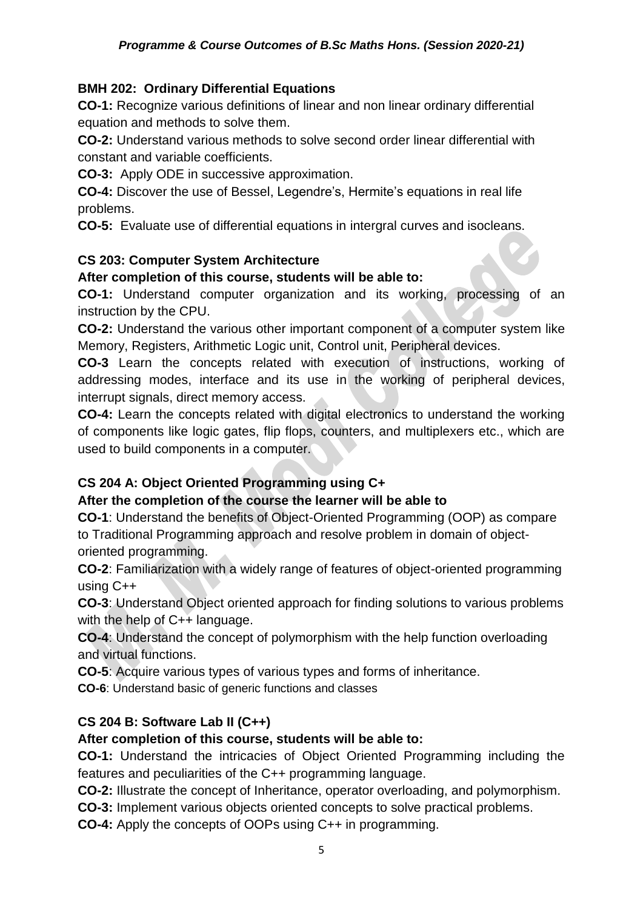### BMH 202: Ordinary Differential Equations

**CO-1:** Recognize various definitions of linear and non linear ordinary differential equation and methods to solve them.

**CO-2:** Understand various methods to solve second order linear differential with constant and variable coefficients.

**CO-3:** Apply ODE in successive approximation.

**CO-4:** Discover the use of Bessel, Legendre's, Hermite's equations in real life problems.

**CO-5:** Evaluate use of differential equations in intergral curves and isocleans.

### CS 203: Computer System Architecture

**After completion of this course, students will be able to:**

**CO-1:** Understand computer organization and its working, processing of an instruction by the CPU.

**CO-2:** Understand the various other important component of a computer system like Memory, Registers, Arithmetic Logic unit, Control unit, Peripheral devices.

**CO-3** Learn the concepts related with execution of instructions, working of addressing modes, interface and its use in the working of peripheral devices, interrupt signals, direct memory access.

**CO-4:** Learn the concepts related with digital electronics to understand the working of components like logic gates, flip flops, counters, and multiplexers etc., which are used to build components in a computer.

### CS 204 A: Object Oriented Programming using C+

**After the completion of the course the learner will be able to**

**CO-1**: Understand the benefits of Object-Oriented Programming (OOP) as compare to Traditional Programming approach and resolve problem in domain of object-oriented programming.

**CO-2**: Familiarization with a widely range of features of object-oriented programming using C++

**CO-3**: Understand Object oriented approach for finding solutions to various problems with the help of C++ language.

**CO-4**: Understand the concept of polymorphism with the help function overloading and virtual functions.

**CO-5**: Acquire various types of various types and forms of inheritance.

**CO-6**: Understand basic of generic functions and classes

### CS 204 B: Software Lab II (C++)

**After completion of this course, students will be able to:**

**CO-1:** Understand the intricacies of Object Oriented Programming including the features and peculiarities of the C++ programming language.

**CO-2:** Illustrate the concept of Inheritance, operator overloading, and polymorphism.

**CO-3:** Implement various objects oriented concepts to solve practical problems.

**CO-4:** Apply the concepts of OOPs using C++ in programming.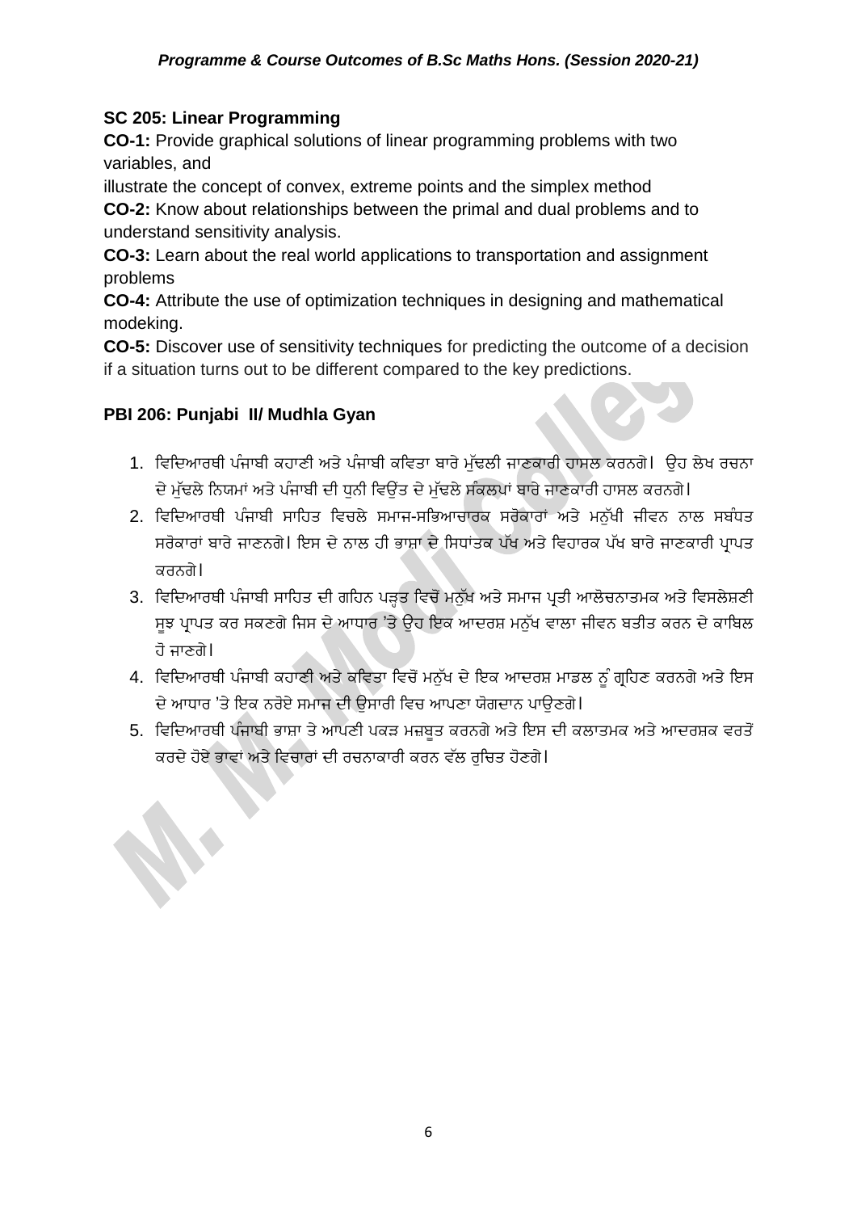**SC 205: Linear Programming**

**CO-1:** Provide graphical solutions of linear programming problems with two variables, and
illustrate the concept of convex, extreme points and the simplex method

**CO-2:** Know about relationships between the primal and dual problems and to understand sensitivity analysis.

**CO-3:** Learn about the real world applications to transportation and assignment problems

**CO-4:** Attribute the use of optimization techniques in designing and mathematical modeking.

**CO-5:** Discover use of sensitivity techniques for predicting the outcome of a decision if a situation turns out to be different compared to the key predictions.

**PBI 206: Punjabi II/ Mudhla Gyan**

1. ਵਿਦਿਆਰਥੀ ਪੰਜਾਬੀ ਕਹਾਣੀ ਅਤੇ ਪੰਜਾਬੀ ਕਵਿਤਾ ਬਾਰੇ ਮੁੱਢਲੀ ਜਾਣਕਾਰੀ ਹਾਸਲ ਕਰਨਗੇ। ਉਹ ਲੇਖ ਰਚਨਾ ਦੇ ਮੁੱਢਲੇ ਨਿਯਮਾਂ ਅਤੇ ਪੰਜਾਬੀ ਦੀ ਧੁਨੀ ਵਿਉਂਤ ਦੇ ਮੁੱਢਲੇ ਸੰਕਲਪਾਂ ਬਾਰੇ ਜਾਣਕਾਰੀ ਹਾਸਲ ਕਰਨਗੇ।
2. ਵਿਦਿਆਰਥੀ ਪੰਜਾਬੀ ਸਾਹਿਤ ਵਿਚਲੇ ਸਮਾਜ-ਸਭਿਆਚਾਰਕ ਸਰੋਕਾਰਾਂ ਅਤੇ ਮਨੁੱਖੀ ਜੀਵਨ ਨਾਲ ਸਬੰਧਤ ਸਰੋਕਾਰਾਂ ਬਾਰੇ ਜਾਣਨਗੇ। ਇਸ ਦੇ ਨਾਲ ਹੀ ਭਾਸ਼ਾ ਦੇ ਸਿਧਾਂਤਕ ਪੱਖ ਅਤੇ ਵਿਹਾਰਕ ਪੱਖ ਬਾਰੇ ਜਾਣਕਾਰੀ ਪ੍ਰਾਪਤ ਕਰਨਗੇ।
3. ਵਿਦਿਆਰਥੀ ਪੰਜਾਬੀ ਸਾਹਿਤ ਦੀ ਗਹਿਨ ਪੜ੍ਹਤ ਵਿਚੋਂ ਮਨੁੱਖ ਅਤੇ ਸਮਾਜ ਪ੍ਰਤੀ ਆਲੋਚਨਾਤਮਕ ਅਤੇ ਵਿਸਲੇਸ਼ਣੀ ਸੂਝ ਪ੍ਰਾਪਤ ਕਰ ਸਕਣਗੇ ਜਿਸ ਦੇ ਆਧਾਰ 'ਤੇ ਉਹ ਇਕ ਆਦਰਸ਼ ਮਨੁੱਖ ਵਾਲਾ ਜੀਵਨ ਬਤੀਤ ਕਰਨ ਦੇ ਕਾਬਿਲ ਹੋ ਜਾਣਗੇ।
4. ਵਿਦਿਆਰਥੀ ਪੰਜਾਬੀ ਕਹਾਣੀ ਅਤੇ ਕਵਿਤਾ ਵਿਚੋਂ ਮਨੁੱਖ ਦੇ ਇਕ ਆਦਰਸ਼ ਮਾਡਲ ਨੂੰ ਗ੍ਰਹਿਣ ਕਰਨਗੇ ਅਤੇ ਇਸ ਦੇ ਆਧਾਰ 'ਤੇ ਇਕ ਨਰੋਏ ਸਮਾਜ ਦੀ ਉਸਾਰੀ ਵਿਚ ਆਪਣਾ ਯੋਗਦਾਨ ਪਾਉਣਗੇ।
5. ਵਿਦਿਆਰਥੀ ਪੰਜਾਬੀ ਭਾਸ਼ਾ ਤੇ ਆਪਣੀ ਪਕੜ ਮਜ਼ਬੂਤ ਕਰਨਗੇ ਅਤੇ ਇਸ ਦੀ ਕਲਾਤਮਕ ਅਤੇ ਆਦਰਸ਼ਕ ਵਰਤੋਂ ਕਰਦੇ ਹੋਏ ਭਾਵਾਂ ਅਤੇ ਵਿਚਾਰਾਂ ਦੀ ਰਚਨਾਕਾਰੀ ਕਰਨ ਵੱਲ ਰੁਚਿਤ ਹੋਣਗੇ।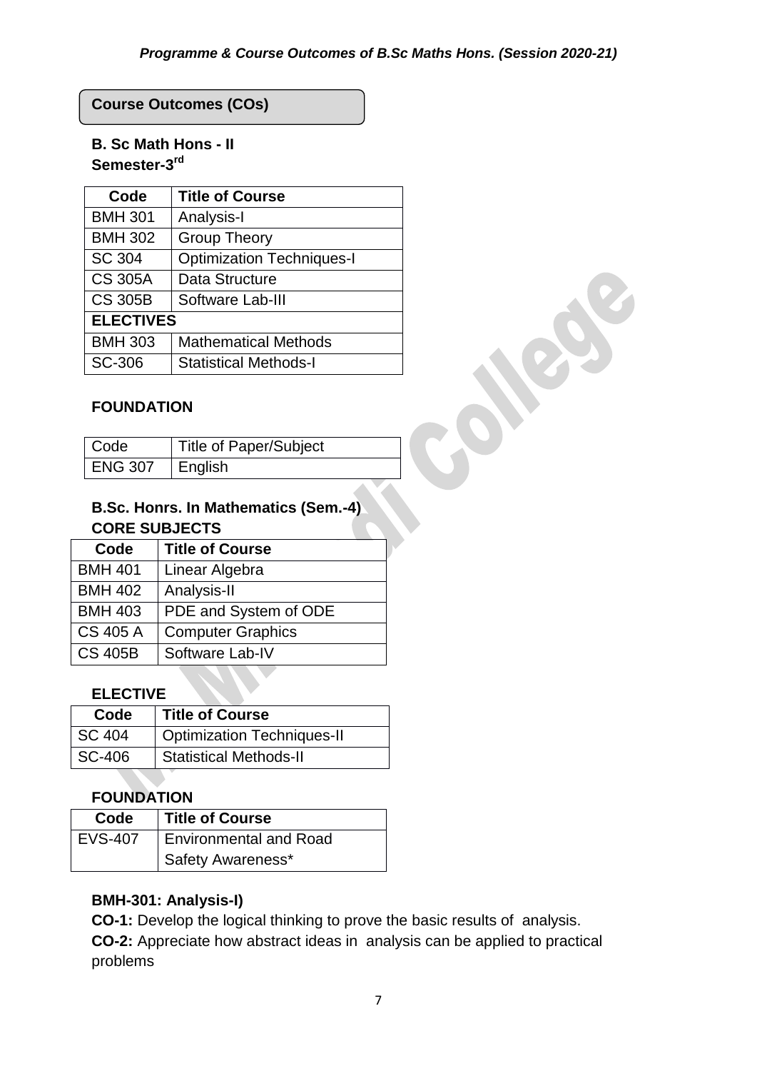## Course Outcomes (COs)

### B. Sc Math Hons - II
### Semester-3rd

| Code | Title of Course |
|---|---|
| BMH 301 | Analysis-I |
| BMH 302 | Group Theory |
| SC 304 | Optimization Techniques-I |
| CS 305A | Data Structure |
| CS 305B | Software Lab-III |
| **ELECTIVES** | |
| BMH 303 | Mathematical Methods |
| SC-306 | Statistical Methods-I |

### FOUNDATION

| Code | Title of Paper/Subject |
|---|---|
| ENG 307 | English |

### B.Sc. Honrs. In Mathematics (Sem.-4)
### CORE SUBJECTS

| Code | Title of Course |
|---|---|
| BMH 401 | Linear Algebra |
| BMH 402 | Analysis-II |
| BMH 403 | PDE and System of ODE |
| CS 405 A | Computer Graphics |
| CS 405B | Software Lab-IV |

### ELECTIVE

| Code | Title of Course |
|---|---|
| SC 404 | Optimization Techniques-II |
| SC-406 | Statistical Methods-II |

### FOUNDATION

| Code | Title of Course |
|---|---|
| EVS-407 | Environmental and Road Safety Awareness* |

### BMH-301: Analysis-I)

**CO-1:** Develop the logical thinking to prove the basic results of analysis.

**CO-2:** Appreciate how abstract ideas in analysis can be applied to practical problems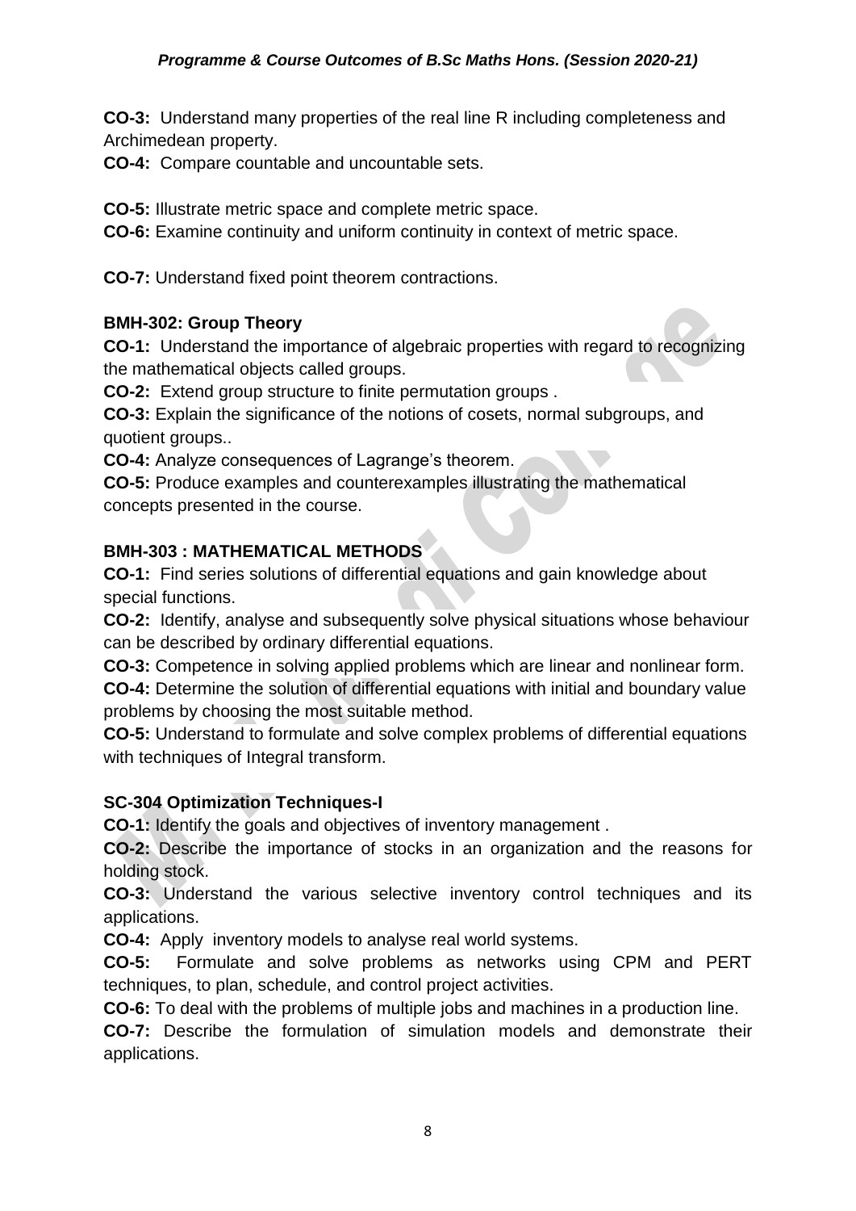**CO-3:** Understand many properties of the real line R including completeness and Archimedean property.

**CO-4:** Compare countable and uncountable sets.

**CO-5:** Illustrate metric space and complete metric space.

**CO-6:** Examine continuity and uniform continuity in context of metric space.

**CO-7:** Understand fixed point theorem contractions.

### BMH-302: Group Theory

**CO-1:** Understand the importance of algebraic properties with regard to recognizing the mathematical objects called groups.

**CO-2:** Extend group structure to finite permutation groups .

**CO-3:** Explain the significance of the notions of cosets, normal subgroups, and quotient groups..

**CO-4:** Analyze consequences of Lagrange's theorem.

**CO-5:** Produce examples and counterexamples illustrating the mathematical concepts presented in the course.

### BMH-303 : MATHEMATICAL METHODS

**CO-1:** Find series solutions of differential equations and gain knowledge about special functions.

**CO-2:** Identify, analyse and subsequently solve physical situations whose behaviour can be described by ordinary differential equations.

**CO-3:** Competence in solving applied problems which are linear and nonlinear form.

**CO-4:** Determine the solution of differential equations with initial and boundary value problems by choosing the most suitable method.

**CO-5:** Understand to formulate and solve complex problems of differential equations with techniques of Integral transform.

### SC-304 Optimization Techniques-I

**CO-1:** Identify the goals and objectives of inventory management .

**CO-2:** Describe the importance of stocks in an organization and the reasons for holding stock.

**CO-3:** Understand the various selective inventory control techniques and its applications.

**CO-4:** Apply inventory models to analyse real world systems.

**CO-5:** Formulate and solve problems as networks using CPM and PERT techniques, to plan, schedule, and control project activities.

**CO-6:** To deal with the problems of multiple jobs and machines in a production line.

**CO-7:** Describe the formulation of simulation models and demonstrate their applications.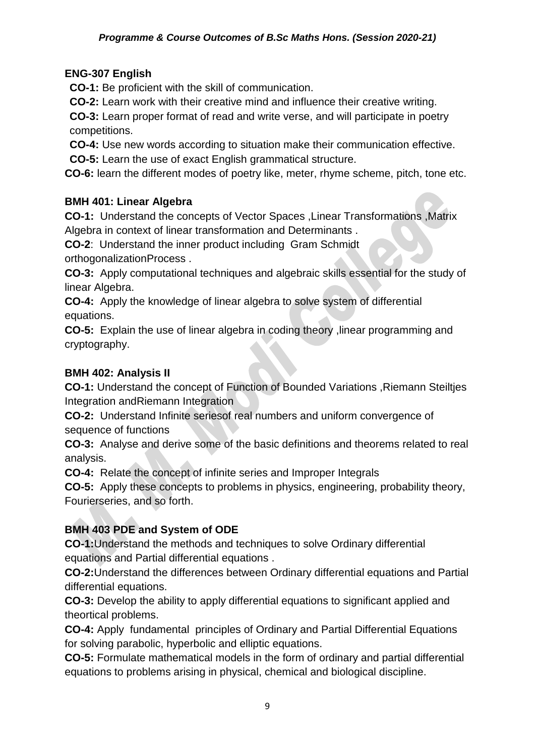### ENG-307 English

**CO-1:** Be proficient with the skill of communication.

**CO-2:** Learn work with their creative mind and influence their creative writing.

**CO-3:** Learn proper format of read and write verse, and will participate in poetry competitions.

**CO-4:** Use new words according to situation make their communication effective.

**CO-5:** Learn the use of exact English grammatical structure.

**CO-6:** learn the different modes of poetry like, meter, rhyme scheme, pitch, tone etc.

### BMH 401: Linear Algebra

**CO-1:** Understand the concepts of Vector Spaces ,Linear Transformations ,Matrix Algebra in context of linear transformation and Determinants .

**CO-2**: Understand the inner product including Gram Schmidt orthogonalizationProcess .

**CO-3:** Apply computational techniques and algebraic skills essential for the study of linear Algebra.

**CO-4:** Apply the knowledge of linear algebra to solve system of differential equations.

**CO-5:** Explain the use of linear algebra in coding theory ,linear programming and cryptography.

### BMH 402: Analysis II

**CO-1:** Understand the concept of Function of Bounded Variations ,Riemann Steiltjes Integration andRiemann Integration

**CO-2:** Understand Infinite seriesof real numbers and uniform convergence of sequence of functions

**CO-3:** Analyse and derive some of the basic definitions and theorems related to real analysis.

**CO-4:** Relate the concept of infinite series and Improper Integrals

**CO-5:** Apply these concepts to problems in physics, engineering, probability theory, Fourierseries, and so forth.

### BMH 403 PDE and System of ODE

**CO-1:**Understand the methods and techniques to solve Ordinary differential equations and Partial differential equations .

**CO-2:**Understand the differences between Ordinary differential equations and Partial differential equations.

**CO-3:** Develop the ability to apply differential equations to significant applied and theortical problems.

**CO-4:** Apply fundamental principles of Ordinary and Partial Differential Equations for solving parabolic, hyperbolic and elliptic equations.

**CO-5:** Formulate mathematical models in the form of ordinary and partial differential equations to problems arising in physical, chemical and biological discipline.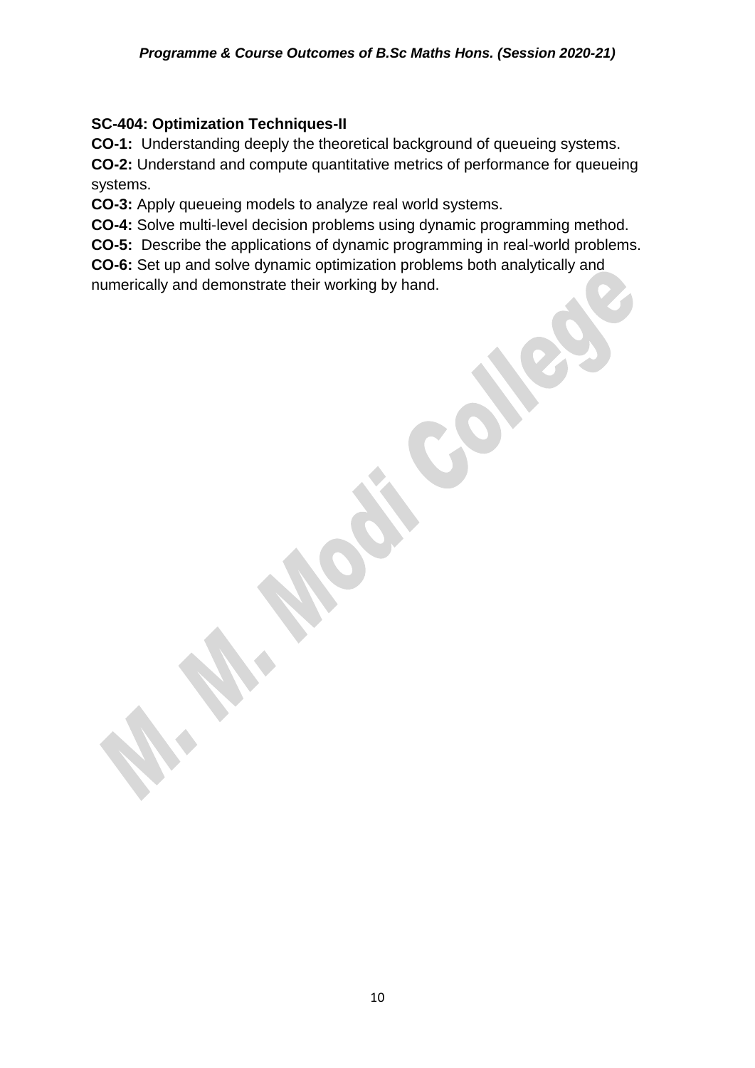**SC-404: Optimization Techniques-II**

**CO-1:** Understanding deeply the theoretical background of queueing systems.

**CO-2:** Understand and compute quantitative metrics of performance for queueing systems.

**CO-3:** Apply queueing models to analyze real world systems.

**CO-4:** Solve multi-level decision problems using dynamic programming method.

**CO-5:** Describe the applications of dynamic programming in real-world problems.

**CO-6:** Set up and solve dynamic optimization problems both analytically and numerically and demonstrate their working by hand.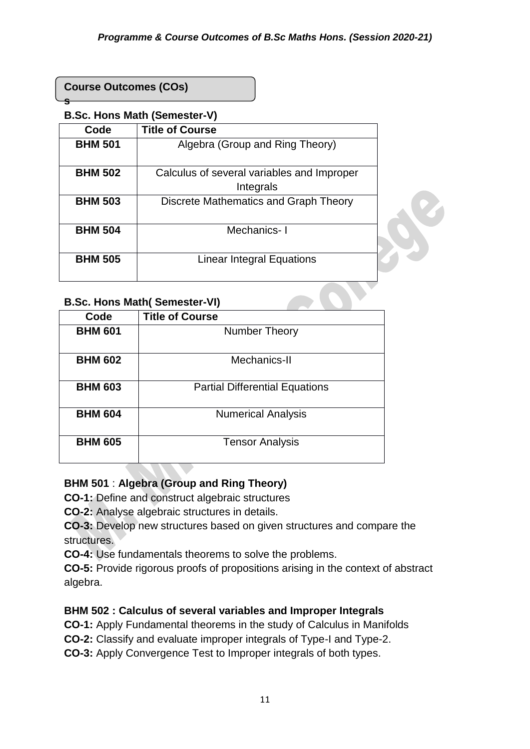## Course Outcomes (COs)

s

**B.Sc. Hons Math (Semester-V)**

| Code | Title of Course |
|---|---|
| **BHM 501** | Algebra (Group and Ring Theory) |
| **BHM 502** | Calculus of several variables and Improper Integrals |
| **BHM 503** | Discrete Mathematics and Graph Theory |
| **BHM 504** | Mechanics- I |
| **BHM 505** | Linear Integral Equations |

**B.Sc. Hons Math( Semester-VI)**

| Code | Title of Course |
|---|---|
| **BHM 601** | Number Theory |
| **BHM 602** | Mechanics-II |
| **BHM 603** | Partial Differential Equations |
| **BHM 604** | Numerical Analysis |
| **BHM 605** | Tensor Analysis |

**BHM 501** : **Algebra (Group and Ring Theory)**

**CO-1:** Define and construct algebraic structures

**CO-2:** Analyse algebraic structures in details.

**CO-3:** Develop new structures based on given structures and compare the structures.

**CO-4:** Use fundamentals theorems to solve the problems.

**CO-5:** Provide rigorous proofs of propositions arising in the context of abstract algebra.

**BHM 502 : Calculus of several variables and Improper Integrals**

**CO-1:** Apply Fundamental theorems in the study of Calculus in Manifolds

**CO-2:** Classify and evaluate improper integrals of Type-I and Type-2.

**CO-3:** Apply Convergence Test to Improper integrals of both types.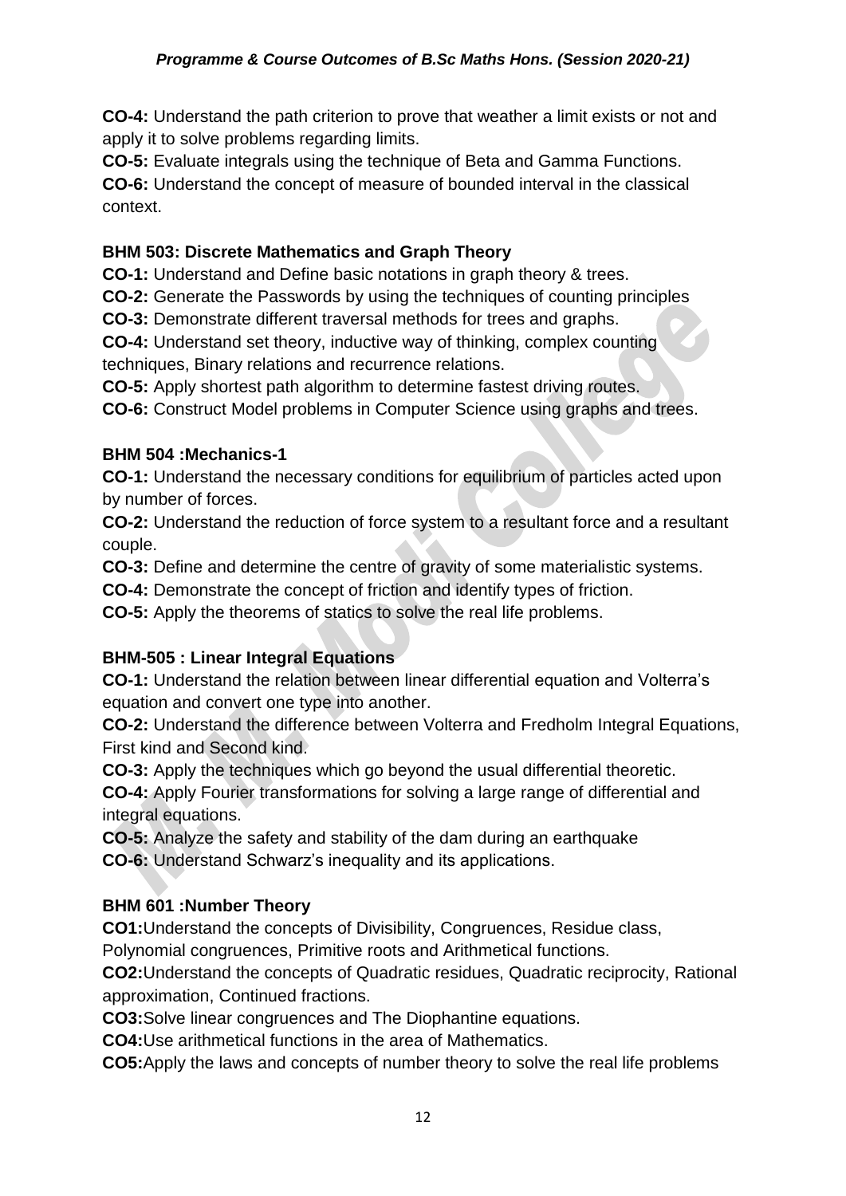**CO-4:** Understand the path criterion to prove that weather a limit exists or not and apply it to solve problems regarding limits.
**CO-5:** Evaluate integrals using the technique of Beta and Gamma Functions.
**CO-6:** Understand the concept of measure of bounded interval in the classical context.

### BHM 503: Discrete Mathematics and Graph Theory

**CO-1:** Understand and Define basic notations in graph theory & trees.
**CO-2:** Generate the Passwords by using the techniques of counting principles
**CO-3:** Demonstrate different traversal methods for trees and graphs.
**CO-4:** Understand set theory, inductive way of thinking, complex counting techniques, Binary relations and recurrence relations.
**CO-5:** Apply shortest path algorithm to determine fastest driving routes.
**CO-6:** Construct Model problems in Computer Science using graphs and trees.

### BHM 504 :Mechanics-1

**CO-1:** Understand the necessary conditions for equilibrium of particles acted upon by number of forces.
**CO-2:** Understand the reduction of force system to a resultant force and a resultant couple.
**CO-3:** Define and determine the centre of gravity of some materialistic systems.
**CO-4:** Demonstrate the concept of friction and identify types of friction.
**CO-5:** Apply the theorems of statics to solve the real life problems.

### BHM-505 : Linear Integral Equations

**CO-1:** Understand the relation between linear differential equation and Volterra's equation and convert one type into another.
**CO-2:** Understand the difference between Volterra and Fredholm Integral Equations, First kind and Second kind.
**CO-3:** Apply the techniques which go beyond the usual differential theoretic.
**CO-4:** Apply Fourier transformations for solving a large range of differential and integral equations.
**CO-5:** Analyze the safety and stability of the dam during an earthquake
**CO-6:** Understand Schwarz's inequality and its applications.

### BHM 601 :Number Theory

**CO1:**Understand the concepts of Divisibility, Congruences, Residue class, Polynomial congruences, Primitive roots and Arithmetical functions.
**CO2:**Understand the concepts of Quadratic residues, Quadratic reciprocity, Rational approximation, Continued fractions.
**CO3:**Solve linear congruences and The Diophantine equations.
**CO4:**Use arithmetical functions in the area of Mathematics.
**CO5:**Apply the laws and concepts of number theory to solve the real life problems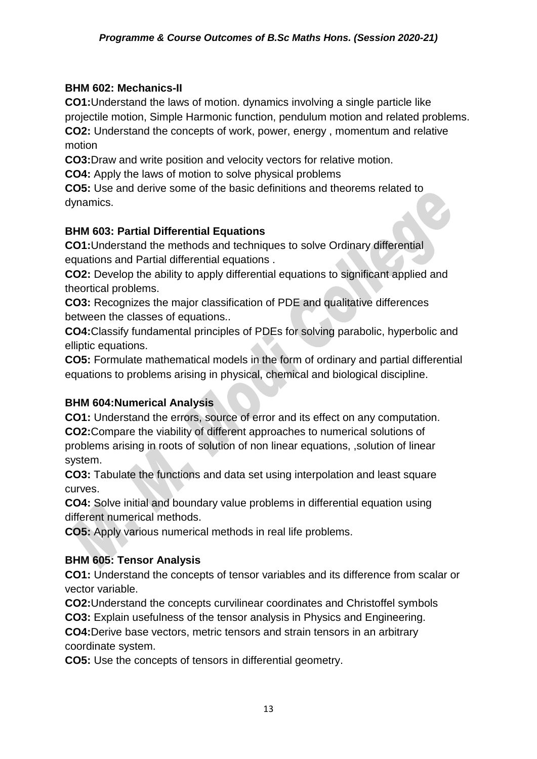**BHM 602: Mechanics-II**

**CO1:**Understand the laws of motion. dynamics involving a single particle like projectile motion, Simple Harmonic function, pendulum motion and related problems.

**CO2:** Understand the concepts of work, power, energy , momentum and relative motion

**CO3:**Draw and write position and velocity vectors for relative motion.

**CO4:** Apply the laws of motion to solve physical problems

**CO5:** Use and derive some of the basic definitions and theorems related to dynamics.

**BHM 603: Partial Differential Equations**

**CO1:**Understand the methods and techniques to solve Ordinary differential equations and Partial differential equations .

**CO2:** Develop the ability to apply differential equations to significant applied and theortical problems.

**CO3:** Recognizes the major classification of PDE and qualitative differences between the classes of equations..

**CO4:**Classify fundamental principles of PDEs for solving parabolic, hyperbolic and elliptic equations.

**CO5:** Formulate mathematical models in the form of ordinary and partial differential equations to problems arising in physical, chemical and biological discipline.

**BHM 604:Numerical Analysis**

**CO1:** Understand the errors, source of error and its effect on any computation.

**CO2:**Compare the viability of different approaches to numerical solutions of problems arising in roots of solution of non linear equations, ,solution of linear system.

**CO3:** Tabulate the functions and data set using interpolation and least square curves.

**CO4:** Solve initial and boundary value problems in differential equation using different numerical methods.

**CO5:** Apply various numerical methods in real life problems.

**BHM 605: Tensor Analysis**

**CO1:** Understand the concepts of tensor variables and its difference from scalar or vector variable.

**CO2:**Understand the concepts curvilinear coordinates and Christoffel symbols

**CO3:** Explain usefulness of the tensor analysis in Physics and Engineering.

**CO4:**Derive base vectors, metric tensors and strain tensors in an arbitrary coordinate system.

**CO5:** Use the concepts of tensors in differential geometry.